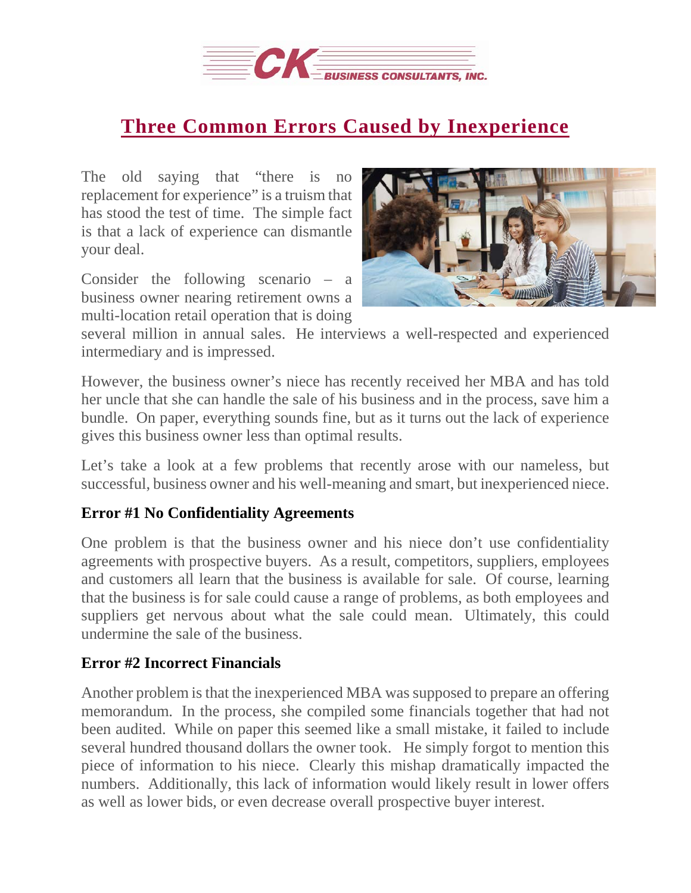# Three Common Errors Caused by Inexperience

The old saying that "there is no replacement for experience" is a truism that has stood the test of time. The simple fact is that a lack of experience can dismantle your deal.

Consider the following scenario – a business owner nearing retirement owns a multi-location retail operation that is doing several million in annual sales. He interviews a well-respected and experienced intermediary and is impressed.

However, the business owner's niece has recently received her MBA and has told her uncle that she can handle the sale of his business and in the process, save him a bundle. On paper, everything sounds fine, but as it turns out the lack of experience gives this business owner less than optimal results.

Let's take a look at a few problems that recently arose with our nameless, but successful, business owner and his well-meaning and smart, but inexperienced niece.

### Error #1 No Confidentiality Agreements

One problem is that the business owner and his niece don't use confidentiality agreements with prospective buyers. As a result, competitors, suppliers, employees and customers all learn that the business is available for sale. Of course, learning that the business is for sale could cause a range of problems, as both employees and suppliers get nervous about what the sale could mean. Ultimately, this could undermine the sale of the business.

### Error #2 Incorrect Financials

Another problem is that the inexperienced MBA was supposed to prepare an offering memorandum. In the process, she compiled some financials together that had not been audited. While on paper this seemed like a small mistake, it failed to include several hundred thousand dollars the owner took. He simply forgot to mention this piece of information to his niece. Clearly this mishap dramatically impacted the numbers. Additionally, this lack of information would likely result in lower offers as well as lower bids, or even decrease overall prospective buyer interest.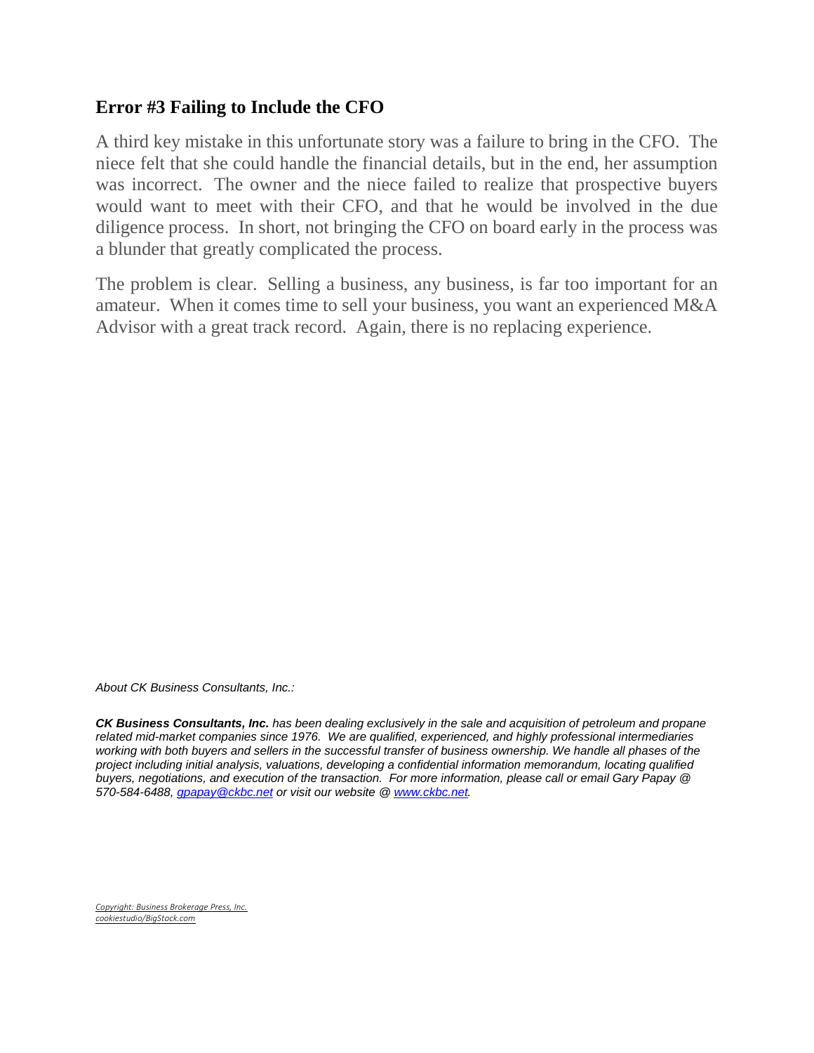## Error #3 Failing to Include the CFO

A third key mistake in this unfortunate story was a failure to bring in the CFO. The niece felt that she could handle the financial details, but in the end, her assumption was incorrect. The owner and the niece failed to realize that prospective buyers would want to meet with their CFO, and that he would be involved in the due diligence process. In short, not bringing the CFO on board early in the process was a blunder that greatly complicated the process.

The problem is clear. Selling a business, any business, is far too important for an amateur. When it comes time to sell your business, you want an experienced M&A Advisor with a great track record. Again, there is no replacing experience.

*About CK Business Consultants, Inc.:*

***CK Business Consultants, Inc.*** *has been dealing exclusively in the sale and acquisition of petroleum and propane related mid-market companies since 1976. We are qualified, experienced, and highly professional intermediaries working with both buyers and sellers in the successful transfer of business ownership. We handle all phases of the project including initial analysis, valuations, developing a confidential information memorandum, locating qualified buyers, negotiations, and execution of the transaction. For more information, please call or email Gary Papay @ 570-584-6488, [gpapay@ckbc.net](mailto:gpapay@ckbc.net) or visit our website @ [www.ckbc.net](http://www.ckbc.net).*

*Copyright: Business Brokerage Press, Inc.*
*cookiestudio/BigStock.com*